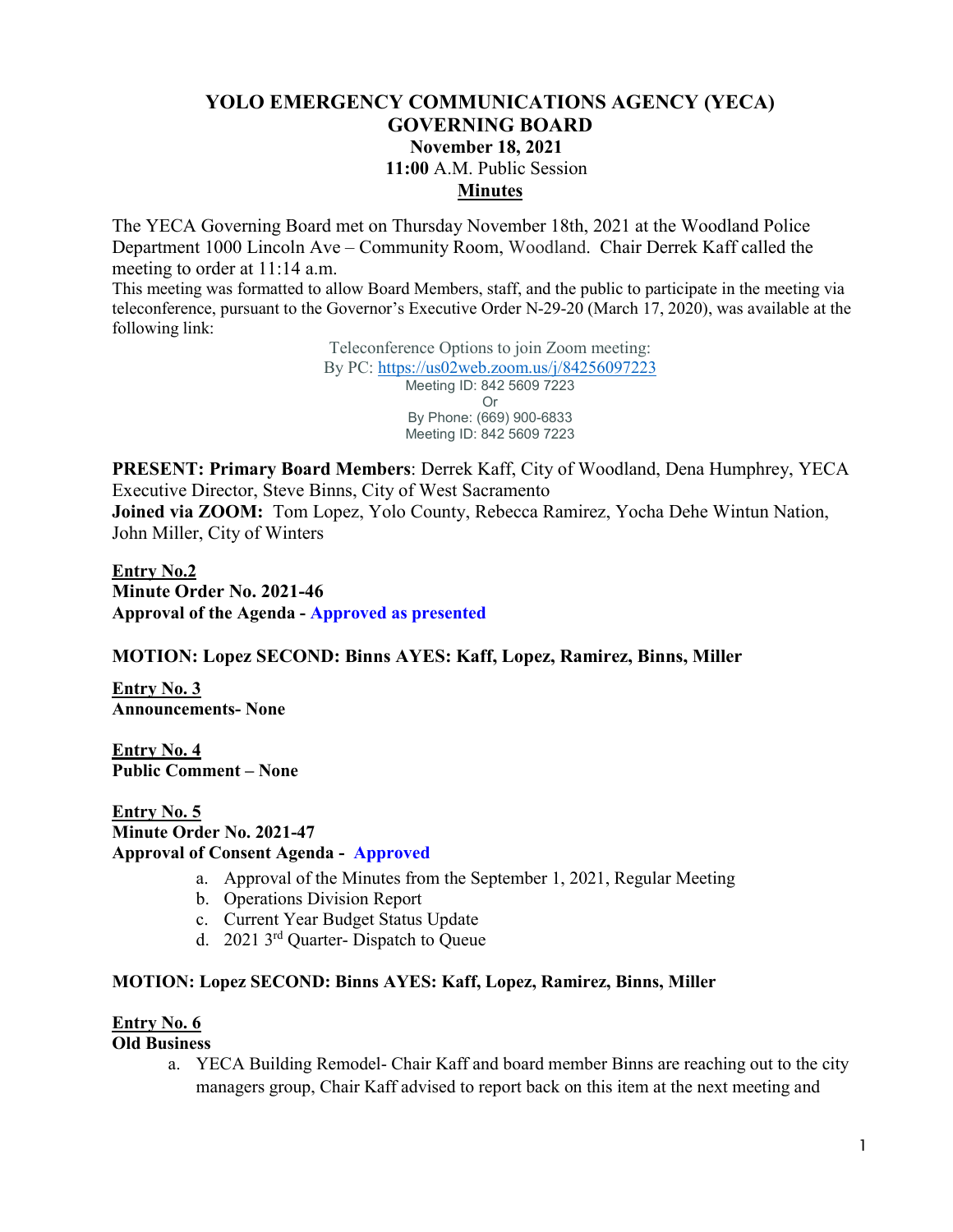# YOLO EMERGENCY COMMUNICATIONS AGENCY (YECA) GOVERNING BOARD

**November 18, 2021**

**11:00** A.M. Public Session

**Minutes**

The YECA Governing Board met on Thursday November 18th, 2021 at the Woodland Police Department 1000 Lincoln Ave – Community Room, Woodland. Chair Derrek Kaff called the meeting to order at 11:14 a.m.

This meeting was formatted to allow Board Members, staff, and the public to participate in the meeting via teleconference, pursuant to the Governor's Executive Order N-29-20 (March 17, 2020), was available at the following link:

Teleconference Options to join Zoom meeting:
By PC: https://us02web.zoom.us/j/84256097223
Meeting ID: 842 5609 7223
Or
By Phone: (669) 900-6833
Meeting ID: 842 5609 7223

**PRESENT: Primary Board Members**: Derrek Kaff, City of Woodland, Dena Humphrey, YECA Executive Director, Steve Binns, City of West Sacramento
**Joined via ZOOM:** Tom Lopez, Yolo County, Rebecca Ramirez, Yocha Dehe Wintun Nation, John Miller, City of Winters

**Entry No.2**
**Minute Order No. 2021-46**
**Approval of the Agenda - Approved as presented**

**MOTION: Lopez SECOND: Binns AYES: Kaff, Lopez, Ramirez, Binns, Miller**

**Entry No. 3**
**Announcements- None**

**Entry No. 4**
**Public Comment – None**

**Entry No. 5**
**Minute Order No. 2021-47**
**Approval of Consent Agenda - Approved**

a. Approval of the Minutes from the September 1, 2021, Regular Meeting
b. Operations Division Report
c. Current Year Budget Status Update
d. 2021 3rd Quarter- Dispatch to Queue

**MOTION: Lopez SECOND: Binns AYES: Kaff, Lopez, Ramirez, Binns, Miller**

**Entry No. 6**
**Old Business**

a. YECA Building Remodel- Chair Kaff and board member Binns are reaching out to the city managers group, Chair Kaff advised to report back on this item at the next meeting and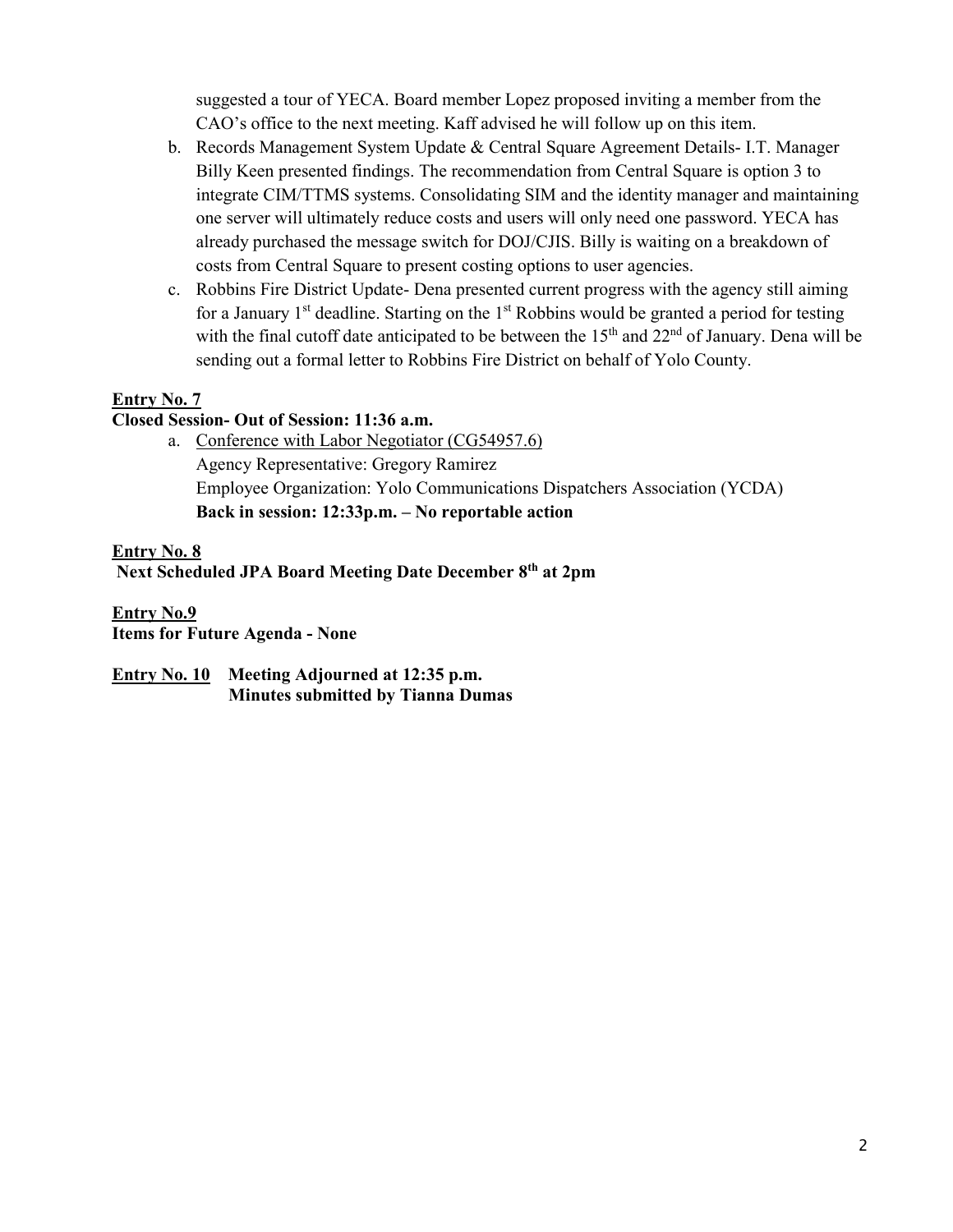suggested a tour of YECA. Board member Lopez proposed inviting a member from the CAO's office to the next meeting. Kaff advised he will follow up on this item.

b. Records Management System Update & Central Square Agreement Details- I.T. Manager Billy Keen presented findings. The recommendation from Central Square is option 3 to integrate CIM/TTMS systems. Consolidating SIM and the identity manager and maintaining one server will ultimately reduce costs and users will only need one password. YECA has already purchased the message switch for DOJ/CJIS. Billy is waiting on a breakdown of costs from Central Square to present costing options to user agencies.

c. Robbins Fire District Update- Dena presented current progress with the agency still aiming for a January 1st deadline. Starting on the 1st Robbins would be granted a period for testing with the final cutoff date anticipated to be between the 15th and 22nd of January. Dena will be sending out a formal letter to Robbins Fire District on behalf of Yolo County.

**Entry No. 7**

**Closed Session- Out of Session: 11:36 a.m.**

a. Conference with Labor Negotiator (CG54957.6)
Agency Representative: Gregory Ramirez
Employee Organization: Yolo Communications Dispatchers Association (YCDA)
**Back in session: 12:33p.m. – No reportable action**

**Entry No. 8**

**Next Scheduled JPA Board Meeting Date December 8th at 2pm**

**Entry No.9**

**Items for Future Agenda - None**

**Entry No. 10** **Meeting Adjourned at 12:35 p.m.**
**Minutes submitted by Tianna Dumas**